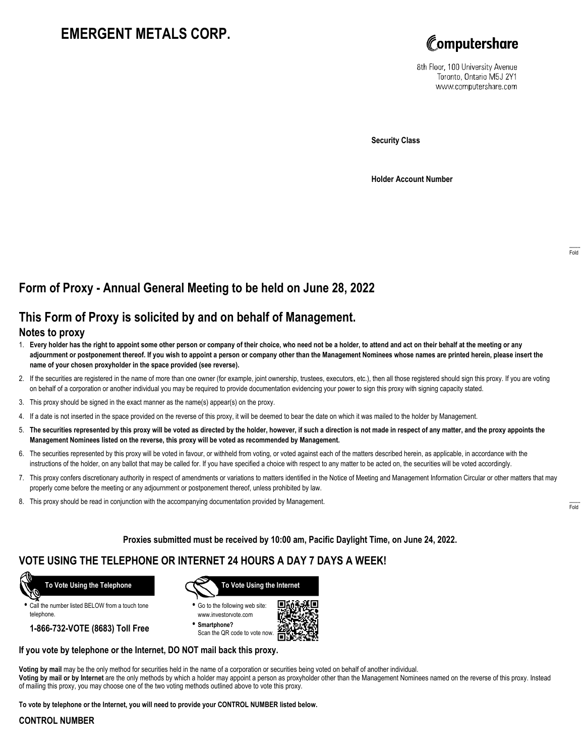# EMERGENT METALS CORP.

Computershare

8th Floor, 100 University Avenue
Toronto, Ontario M5J 2Y1
www.computershare.com

**Security Class**

**Holder Account Number**

## Form of Proxy - Annual General Meeting to be held on June 28, 2022

## This Form of Proxy is solicited by and on behalf of Management.

### Notes to proxy

1. **Every holder has the right to appoint some other person or company of their choice, who need not be a holder, to attend and act on their behalf at the meeting or any adjournment or postponement thereof. If you wish to appoint a person or company other than the Management Nominees whose names are printed herein, please insert the name of your chosen proxyholder in the space provided (see reverse).**
2. If the securities are registered in the name of more than one owner (for example, joint ownership, trustees, executors, etc.), then all those registered should sign this proxy. If you are voting on behalf of a corporation or another individual you may be required to provide documentation evidencing your power to sign this proxy with signing capacity stated.
3. This proxy should be signed in the exact manner as the name(s) appear(s) on the proxy.
4. If a date is not inserted in the space provided on the reverse of this proxy, it will be deemed to bear the date on which it was mailed to the holder by Management.
5. **The securities represented by this proxy will be voted as directed by the holder, however, if such a direction is not made in respect of any matter, and the proxy appoints the Management Nominees listed on the reverse, this proxy will be voted as recommended by Management.**
6. The securities represented by this proxy will be voted in favour, or withheld from voting, or voted against each of the matters described herein, as applicable, in accordance with the instructions of the holder, on any ballot that may be called for. If you have specified a choice with respect to any matter to be acted on, the securities will be voted accordingly.
7. This proxy confers discretionary authority in respect of amendments or variations to matters identified in the Notice of Meeting and Management Information Circular or other matters that may properly come before the meeting or any adjournment or postponement thereof, unless prohibited by law.
8. This proxy should be read in conjunction with the accompanying documentation provided by Management.

**Proxies submitted must be received by 10:00 am, Pacific Daylight Time, on June 24, 2022.**

## VOTE USING THE TELEPHONE OR INTERNET 24 HOURS A DAY 7 DAYS A WEEK!

**To Vote Using the Telephone**

- Call the number listed BELOW from a touch tone telephone.

**1-866-732-VOTE (8683) Toll Free**

**To Vote Using the Internet**

- Go to the following web site: www.investorvote.com
- **Smartphone?** Scan the QR code to vote now.

**If you vote by telephone or the Internet, DO NOT mail back this proxy.**

**Voting by mail** may be the only method for securities held in the name of a corporation or securities being voted on behalf of another individual.
**Voting by mail or by Internet** are the only methods by which a holder may appoint a person as proxyholder other than the Management Nominees named on the reverse of this proxy. Instead of mailing this proxy, you may choose one of the two voting methods outlined above to vote this proxy.

**To vote by telephone or the Internet, you will need to provide your CONTROL NUMBER listed below.**

**CONTROL NUMBER**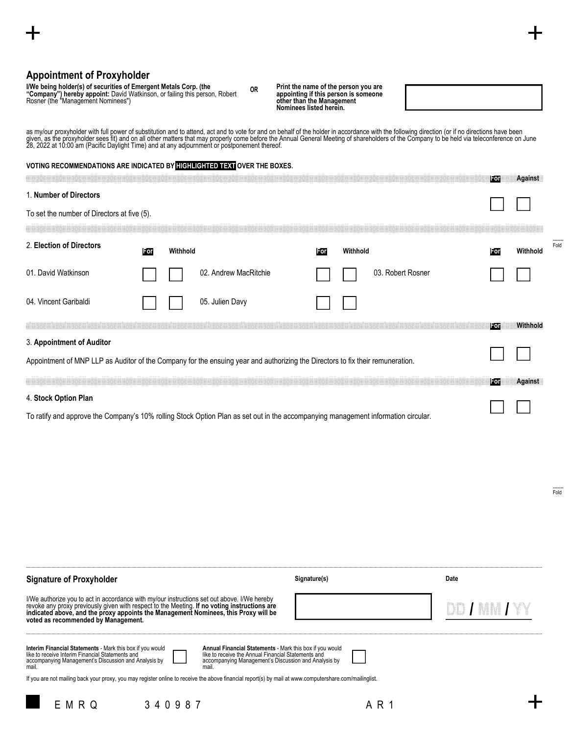## Appointment of Proxyholder

**I/We being holder(s) of securities of Emergent Metals Corp. (the "Company") hereby appoint:** David Watkinson, or failing this person, Robert Rosner (the "Management Nominees")

**OR**

**Print the name of the person you are appointing if this person is someone other than the Management Nominees listed herein.**

as my/our proxyholder with full power of substitution and to attend, act and to vote for and on behalf of the holder in accordance with the following direction (or if no directions have been given, as the proxyholder sees fit) and on all other matters that may properly come before the Annual General Meeting of shareholders of the Company to be held via teleconference on June 28, 2022 at 10:00 am (Pacific Daylight Time) and at any adjournment or postponement thereof.

**VOTING RECOMMENDATIONS ARE INDICATED BY HIGHLIGHTED TEXT OVER THE BOXES.**

| | For | Against |
|---|---|---|
| 1. **Number of Directors**<br>To set the number of Directors at five (5). | ☐ | ☐ |

**2. Election of Directors**

| | For | Withhold | | For | Withhold | | For | Withhold |
|---|---|---|---|---|---|---|---|---|
| 01. David Watkinson | ☐ | ☐ | 02. Andrew MacRitchie | ☐ | ☐ | 03. Robert Rosner | ☐ | ☐ |
| 04. Vincent Garibaldi | ☐ | ☐ | 05. Julien Davy | ☐ | ☐ | | | |

| | For | Withhold |
|---|---|---|
| 3. **Appointment of Auditor**<br>Appointment of MNP LLP as Auditor of the Company for the ensuing year and authorizing the Directors to fix their remuneration. | ☐ | ☐ |

| | For | Against |
|---|---|---|
| 4. **Stock Option Plan**<br>To ratify and approve the Company's 10% rolling Stock Option Plan as set out in the accompanying management information circular. | ☐ | ☐ |

## Signature of Proxyholder

I/We authorize you to act in accordance with my/our instructions set out above. I/We hereby revoke any proxy previously given with respect to the Meeting. **If no voting instructions are indicated above, and the proxy appoints the Management Nominees, this Proxy will be voted as recommended by Management.**

**Signature(s)**

**Date**

DD / MM / YY

**Interim Financial Statements** - Mark this box if you would like to receive Interim Financial Statements and accompanying Management's Discussion and Analysis by mail. ☐

**Annual Financial Statements** - Mark this box if you would like to receive the Annual Financial Statements and accompanying Management's Discussion and Analysis by mail. ☐

If you are not mailing back your proxy, you may register online to receive the above financial report(s) by mail at www.computershare.com/mailinglist.

E M R Q　　3 4 0 9 8 7　　A R 1